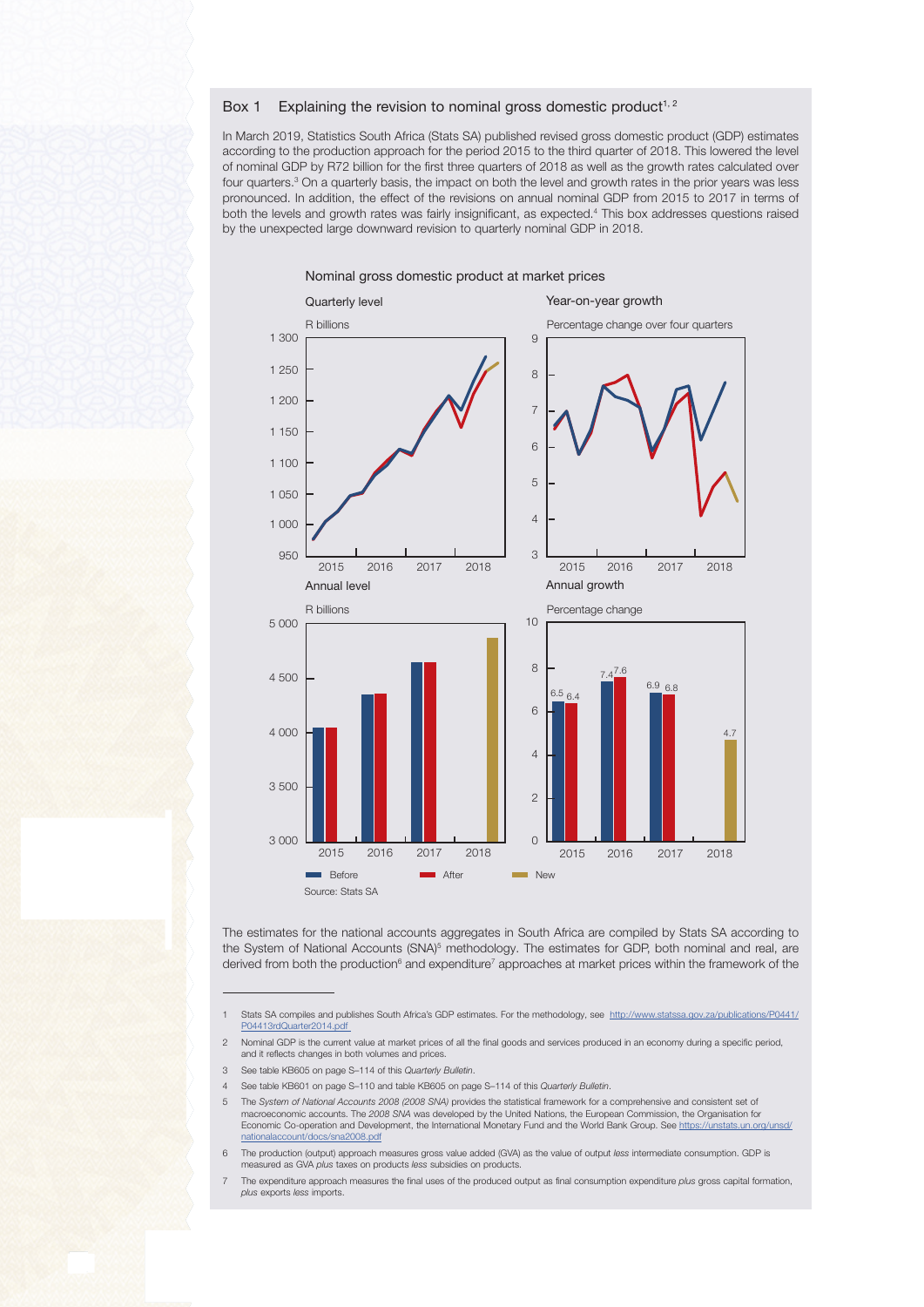### Box 1 Explaining the revision to nominal gross domestic product[1, 2]

In March 2019, Statistics South Africa (Stats SA) published revised gross domestic product (GDP) estimates according to the production approach for the period 2015 to the third quarter of 2018. This lowered the level of nominal GDP by R72 billion for the first three quarters of 2018 as well as the growth rates calculated over four quarters.[3] On a quarterly basis, the impact on both the level and growth rates in the prior years was less pronounced. In addition, the effect of the revisions on annual nominal GDP from 2015 to 2017 in terms of both the levels and growth rates was fairly insignificant, as expected.[4] This box addresses questions raised by the unexpected large downward revision to quarterly nominal GDP in 2018.

Nominal gross domestic product at market prices

Quarterly level — R billions

Year-on-year growth — Percentage change over four quarters

Annual level — R billions

Annual growth — Percentage change

| | 2015 | 2016 | 2017 | 2018 |
|---|---|---|---|---|
| Before | 6.5 | 7.4 | 6.9 | |
| After | 6.4 | 7.6 | 6.8 | |
| New | | | | 4.7 |

Before / After / New

Source: Stats SA

The estimates for the national accounts aggregates in South Africa are compiled by Stats SA according to the System of National Accounts (SNA)[5] methodology. The estimates for GDP, both nominal and real, are derived from both the production[6] and expenditure[7] approaches at market prices within the framework of the

---

1 Stats SA compiles and publishes South Africa's GDP estimates. For the methodology, see http://www.statssa.gov.za/publications/P0441/P04413rdQuarter2014.pdf

2 Nominal GDP is the current value at market prices of all the final goods and services produced in an economy during a specific period, and it reflects changes in both volumes and prices.

3 See table KB605 on page S–114 of this *Quarterly Bulletin*.

4 See table KB601 on page S–110 and table KB605 on page S–114 of this *Quarterly Bulletin*.

5 The *System of National Accounts 2008 (2008 SNA)* provides the statistical framework for a comprehensive and consistent set of macroeconomic accounts. The *2008 SNA* was developed by the United Nations, the European Commission, the Organisation for Economic Co-operation and Development, the International Monetary Fund and the World Bank Group. See https://unstats.un.org/unsd/nationalaccount/docs/sna2008.pdf

6 The production (output) approach measures gross value added (GVA) as the value of output *less* intermediate consumption. GDP is measured as GVA *plus* taxes on products *less* subsidies on products.

7 The expenditure approach measures the final uses of the produced output as final consumption expenditure *plus* gross capital formation, *plus* exports *less* imports.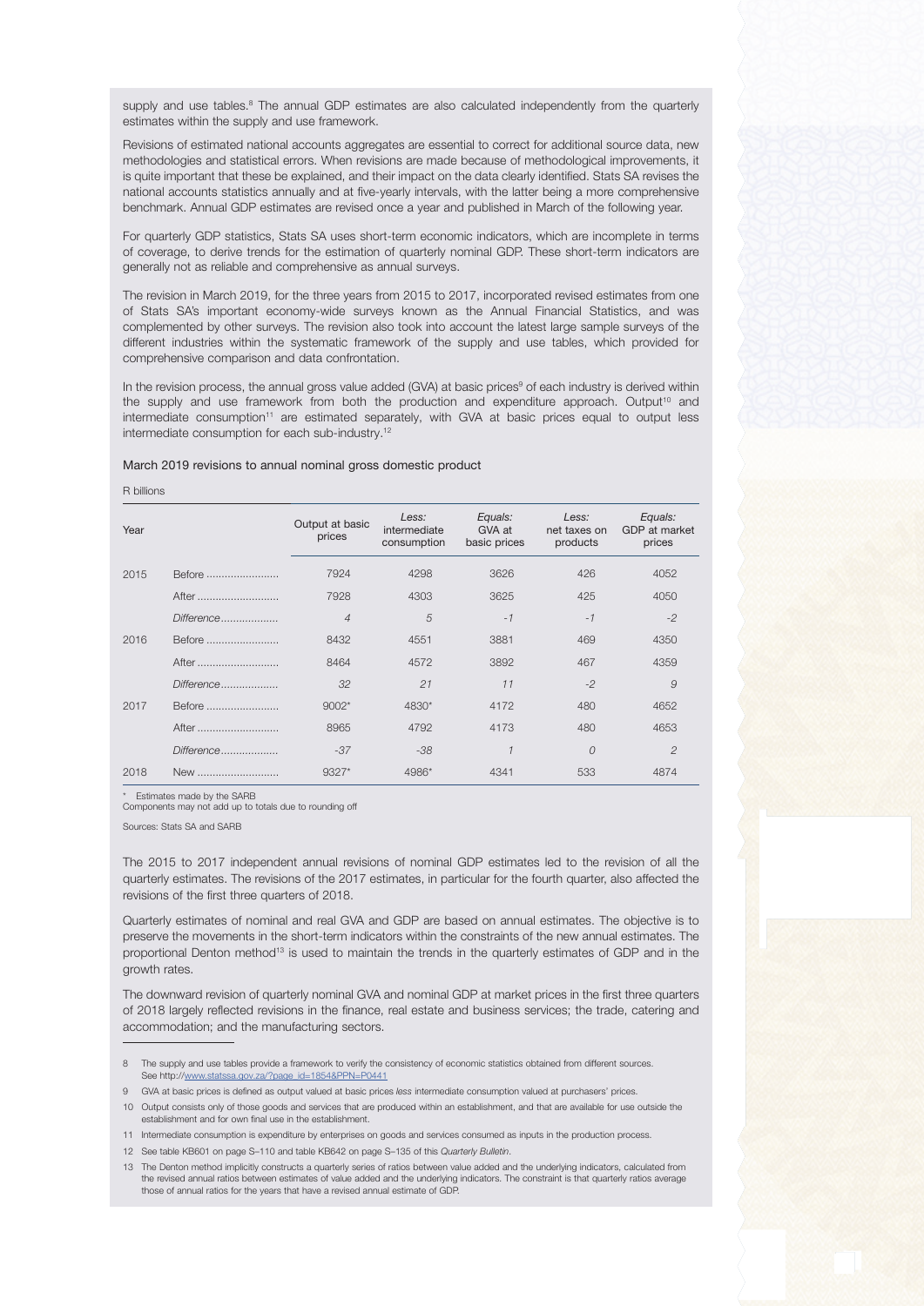supply and use tables.[8] The annual GDP estimates are also calculated independently from the quarterly estimates within the supply and use framework.

Revisions of estimated national accounts aggregates are essential to correct for additional source data, new methodologies and statistical errors. When revisions are made because of methodological improvements, it is quite important that these be explained, and their impact on the data clearly identified. Stats SA revises the national accounts statistics annually and at five-yearly intervals, with the latter being a more comprehensive benchmark. Annual GDP estimates are revised once a year and published in March of the following year.

For quarterly GDP statistics, Stats SA uses short-term economic indicators, which are incomplete in terms of coverage, to derive trends for the estimation of quarterly nominal GDP. These short-term indicators are generally not as reliable and comprehensive as annual surveys.

The revision in March 2019, for the three years from 2015 to 2017, incorporated revised estimates from one of Stats SA's important economy-wide surveys known as the Annual Financial Statistics, and was complemented by other surveys. The revision also took into account the latest large sample surveys of the different industries within the systematic framework of the supply and use tables, which provided for comprehensive comparison and data confrontation.

In the revision process, the annual gross value added (GVA) at basic prices[9] of each industry is derived within the supply and use framework from both the production and expenditure approach. Output[10] and intermediate consumption[11] are estimated separately, with GVA at basic prices equal to output less intermediate consumption for each sub-industry.[12]

March 2019 revisions to annual nominal gross domestic product

R billions

| Year | | Output at basic prices | *Less:* intermediate consumption | *Equals:* GVA at basic prices | *Less:* net taxes on products | *Equals:* GDP at market prices |
|---|---|---|---|---|---|---|
| 2015 | Before | 7924 | 4298 | 3626 | 426 | 4052 |
| | After | 7928 | 4303 | 3625 | 425 | 4050 |
| | *Difference* | *4* | *5* | *-1* | *-1* | *-2* |
| 2016 | Before | 8432 | 4551 | 3881 | 469 | 4350 |
| | After | 8464 | 4572 | 3892 | 467 | 4359 |
| | *Difference* | *32* | *21* | *11* | *-2* | *9* |
| 2017 | Before | 9002* | 4830* | 4172 | 480 | 4652 |
| | After | 8965 | 4792 | 4173 | 480 | 4653 |
| | *Difference* | *-37* | *-38* | *1* | *0* | *2* |
| 2018 | New | 9327* | 4986* | 4341 | 533 | 4874 |

\* Estimates made by the SARB
Components may not add up to totals due to rounding off

Sources: Stats SA and SARB

The 2015 to 2017 independent annual revisions of nominal GDP estimates led to the revision of all the quarterly estimates. The revisions of the 2017 estimates, in particular for the fourth quarter, also affected the revisions of the first three quarters of 2018.

Quarterly estimates of nominal and real GVA and GDP are based on annual estimates. The objective is to preserve the movements in the short-term indicators within the constraints of the new annual estimates. The proportional Denton method[13] is used to maintain the trends in the quarterly estimates of GDP and in the growth rates.

The downward revision of quarterly nominal GVA and nominal GDP at market prices in the first three quarters of 2018 largely reflected revisions in the finance, real estate and business services; the trade, catering and accommodation; and the manufacturing sectors.

---

8 The supply and use tables provide a framework to verify the consistency of economic statistics obtained from different sources. See http://www.statssa.gov.za/?page_id=1854&PPN=P0441

9 GVA at basic prices is defined as output valued at basic prices *less* intermediate consumption valued at purchasers' prices.

10 Output consists only of those goods and services that are produced within an establishment, and that are available for use outside the establishment and for own final use in the establishment.

11 Intermediate consumption is expenditure by enterprises on goods and services consumed as inputs in the production process.

12 See table KB601 on page S–110 and table KB642 on page S–135 of this *Quarterly Bulletin*.

13 The Denton method implicitly constructs a quarterly series of ratios between value added and the underlying indicators, calculated from the revised annual ratios between estimates of value added and the underlying indicators. The constraint is that quarterly ratios average those of annual ratios for the years that have a revised annual estimate of GDP.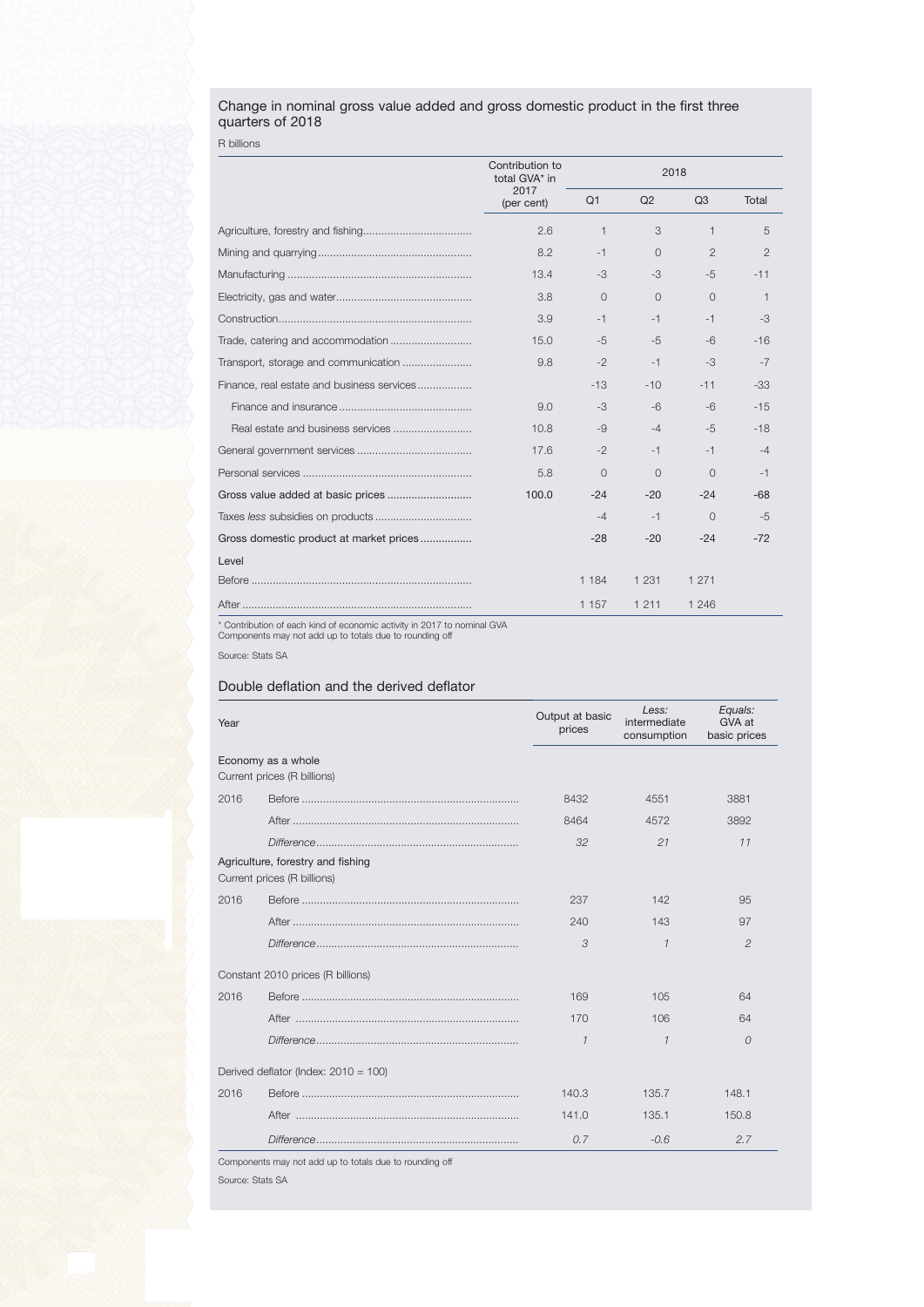### Change in nominal gross value added and gross domestic product in the first three quarters of 2018

R billions

| | Contribution to total GVA* in 2017 (per cent) | 2018 | | | |
|---|---|---|---|---|---|
| | | Q1 | Q2 | Q3 | Total |
| Agriculture, forestry and fishing | 2.6 | 1 | 3 | 1 | 5 |
| Mining and quarrying | 8.2 | -1 | 0 | 2 | 2 |
| Manufacturing | 13.4 | -3 | -3 | -5 | -11 |
| Electricity, gas and water | 3.8 | 0 | 0 | 0 | 1 |
| Construction | 3.9 | -1 | -1 | -1 | -3 |
| Trade, catering and accommodation | 15.0 | -5 | -5 | -6 | -16 |
| Transport, storage and communication | 9.8 | -2 | -1 | -3 | -7 |
| Finance, real estate and business services | | -13 | -10 | -11 | -33 |
| Finance and insurance | 9.0 | -3 | -6 | -6 | -15 |
| Real estate and business services | 10.8 | -9 | -4 | -5 | -18 |
| General government services | 17.6 | -2 | -1 | -1 | -4 |
| Personal services | 5.8 | 0 | 0 | 0 | -1 |
| Gross value added at basic prices | 100.0 | -24 | -20 | -24 | -68 |
| Taxes *less* subsidies on products | | -4 | -1 | 0 | -5 |
| Gross domestic product at market prices | | -28 | -20 | -24 | -72 |
| Level | | | | | |
| Before | | 1 184 | 1 231 | 1 271 | |
| After | | 1 157 | 1 211 | 1 246 | |

\* Contribution of each kind of economic activity in 2017 to nominal GVA
Components may not add up to totals due to rounding off

Source: Stats SA

### Double deflation and the derived deflator

| Year | | Output at basic prices | *Less:* intermediate consumption | *Equals:* GVA at basic prices |
|---|---|---|---|---|
| Economy as a whole<br>Current prices (R billions) | | | | |
| 2016 | Before | 8432 | 4551 | 3881 |
| | After | 8464 | 4572 | 3892 |
| | *Difference* | *32* | *21* | *11* |
| Agriculture, forestry and fishing<br>Current prices (R billions) | | | | |
| 2016 | Before | 237 | 142 | 95 |
| | After | 240 | 143 | 97 |
| | *Difference* | *3* | *1* | *2* |
| Constant 2010 prices (R billions) | | | | |
| 2016 | Before | 169 | 105 | 64 |
| | After | 170 | 106 | 64 |
| | *Difference* | *1* | *1* | *0* |
| Derived deflator (Index: 2010 = 100) | | | | |
| 2016 | Before | 140.3 | 135.7 | 148.1 |
| | After | 141.0 | 135.1 | 150.8 |
| | *Difference* | *0.7* | *-0.6* | *2.7* |

Components may not add up to totals due to rounding off

Source: Stats SA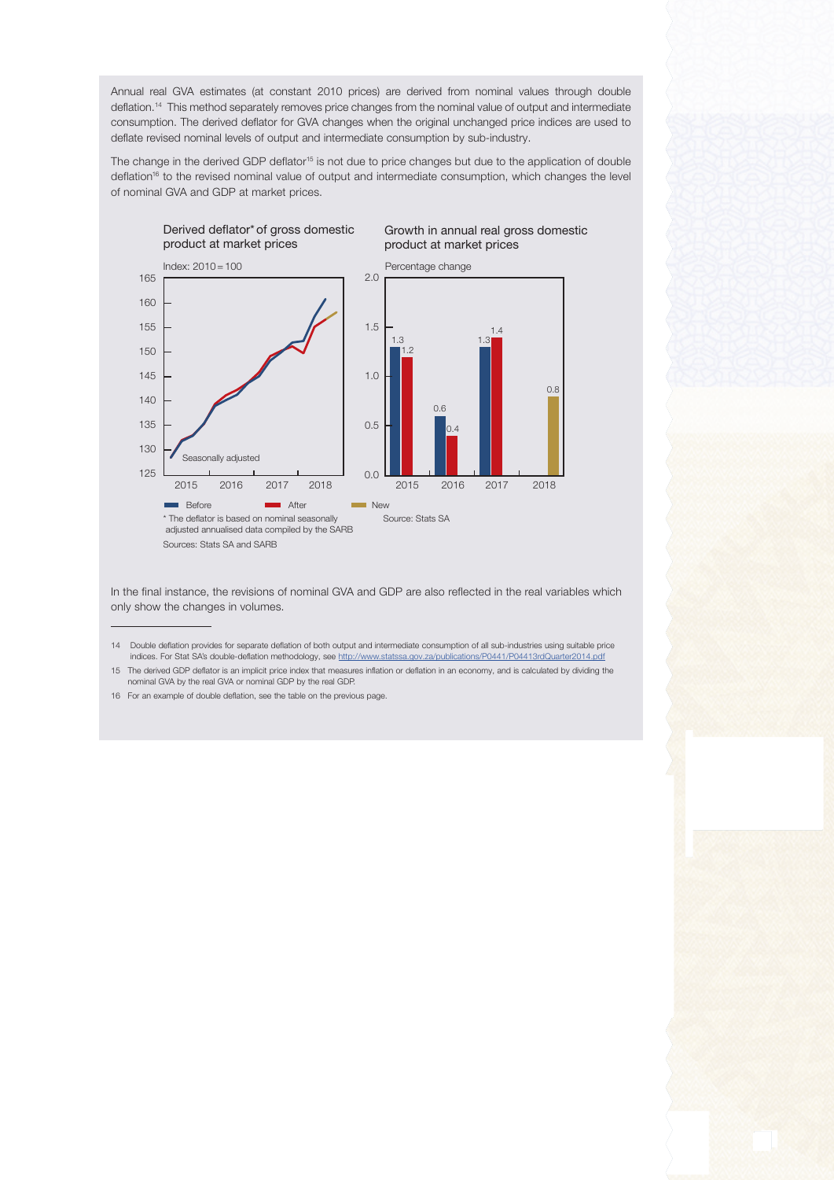Annual real GVA estimates (at constant 2010 prices) are derived from nominal values through double deflation.[14] This method separately removes price changes from the nominal value of output and intermediate consumption. The derived deflator for GVA changes when the original unchanged price indices are used to deflate revised nominal levels of output and intermediate consumption by sub-industry.

The change in the derived GDP deflator[15] is not due to price changes but due to the application of double deflation[16] to the revised nominal value of output and intermediate consumption, which changes the level of nominal GVA and GDP at market prices.

Derived deflator* of gross domestic product at market prices

Index: 2010 = 100

165
160
155
150
145
140
135
130
125

Seasonally adjusted

2015 2016 2017 2018

Growth in annual real gross domestic product at market prices

Percentage change

2.0
1.5
1.0
0.5
0.0

1.3 1.2 0.6 0.4 1.3 1.4 0.8

2015 2016 2017 2018

Before After New

\* The deflator is based on nominal seasonally adjusted annualised data compiled by the SARB

Sources: Stats SA and SARB

Source: Stats SA

In the final instance, the revisions of nominal GVA and GDP are also reflected in the real variables which only show the changes in volumes.

---

14 Double deflation provides for separate deflation of both output and intermediate consumption of all sub-industries using suitable price indices. For Stat SA's double-deflation methodology, see http://www.statssa.gov.za/publications/P0441/P04413rdQuarter2014.pdf

15 The derived GDP deflator is an implicit price index that measures inflation or deflation in an economy, and is calculated by dividing the nominal GVA by the real GVA or nominal GDP by the real GDP.

16 For an example of double deflation, see the table on the previous page.